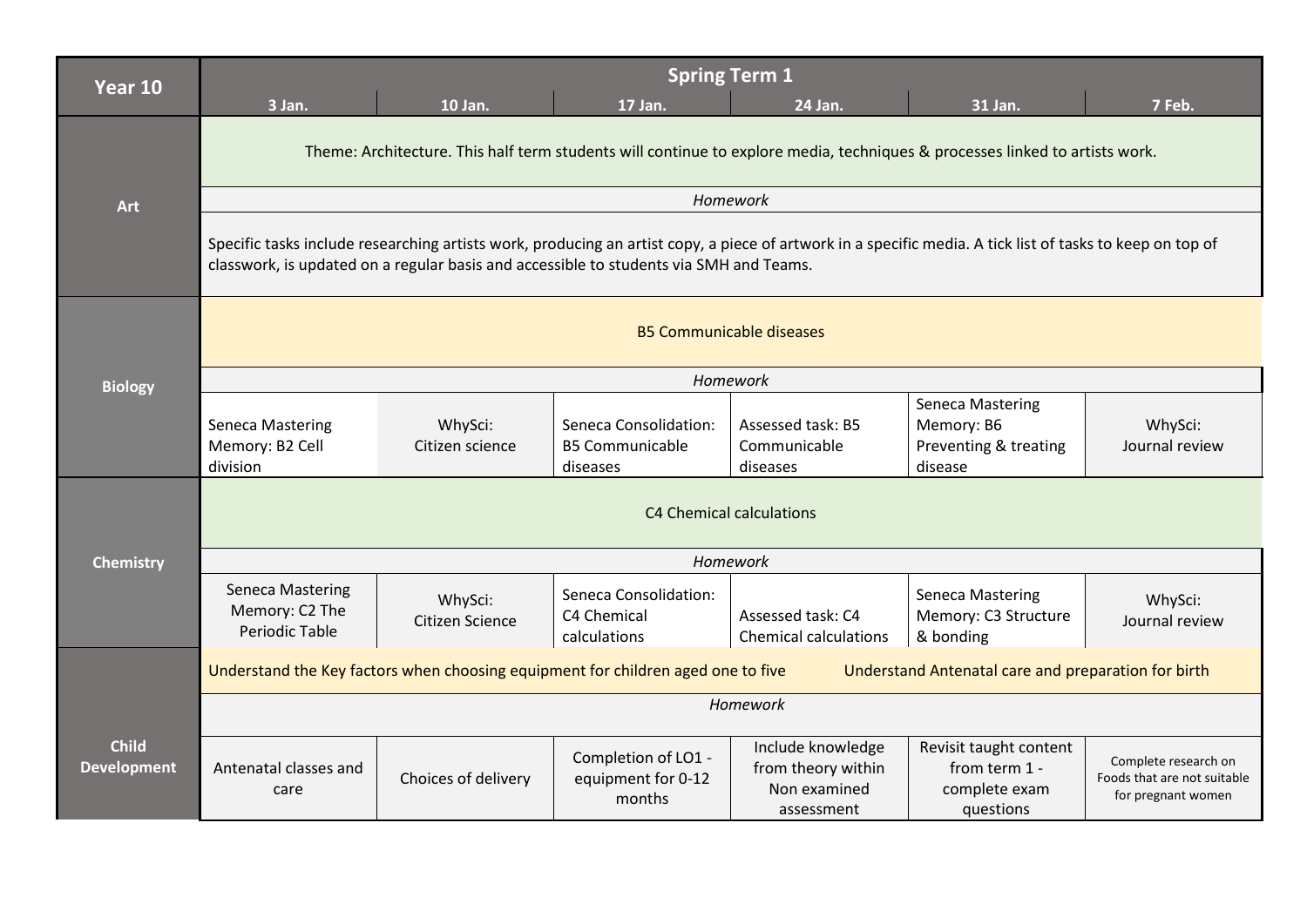| Year 10 | Spring Term 1 | | | | | |
|---|---|---|---|---|---|---|
| | 3 Jan. | 10 Jan. | 17 Jan. | 24 Jan. | 31 Jan. | 7 Feb. |
| **Art** | Theme: Architecture. This half term students will continue to explore media, techniques & processes linked to artists work. | | | | | |
| | *Homework* | | | | | |
| | Specific tasks include researching artists work, producing an artist copy, a piece of artwork in a specific media. A tick list of tasks to keep on top of classwork, is updated on a regular basis and accessible to students via SMH and Teams. | | | | | |
| **Biology** | B5 Communicable diseases | | | | | |
| | *Homework* | | | | | |
| | Seneca Mastering Memory: B2 Cell division | WhySci: Citizen science | Seneca Consolidation: B5 Communicable diseases | Assessed task: B5 Communicable diseases | Seneca Mastering Memory: B6 Preventing & treating disease | WhySci: Journal review |
| **Chemistry** | C4 Chemical calculations | | | | | |
| | *Homework* | | | | | |
| | Seneca Mastering Memory: C2 The Periodic Table | WhySci: Citizen Science | Seneca Consolidation: C4 Chemical calculations | Assessed task: C4 Chemical calculations | Seneca Mastering Memory: C3 Structure & bonding | WhySci: Journal review |
| **Child Development** | Understand the Key factors when choosing equipment for children aged one to five | | | Understand Antenatal care and preparation for birth | | |
| | *Homework* | | | | | |
| | Antenatal classes and care | Choices of delivery | Completion of LO1 - equipment for 0-12 months | Include knowledge from theory within Non examined assessment | Revisit taught content from term 1 - complete exam questions | Complete research on Foods that are not suitable for pregnant women |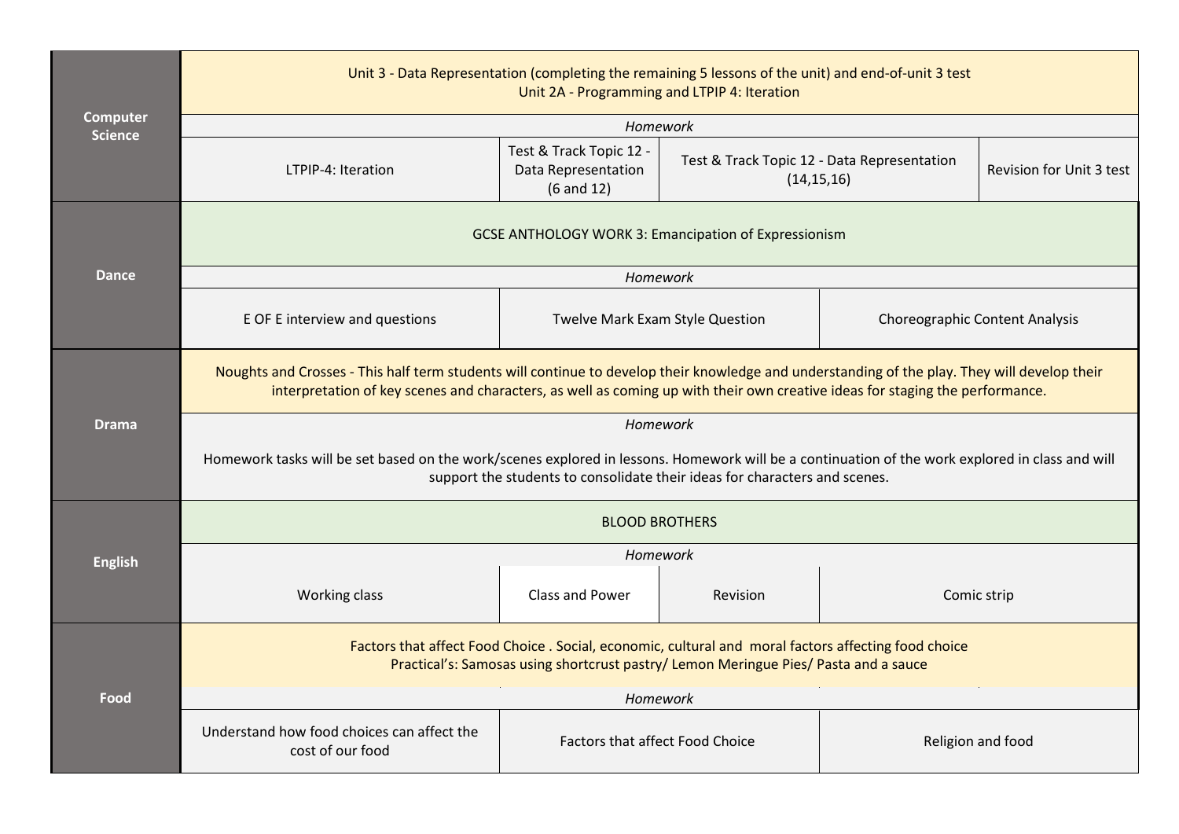| Subject | | | | |
|---|---|---|---|---|
| **Computer Science** | Unit 3 - Data Representation (completing the remaining 5 lessons of the unit) and end-of-unit 3 test<br>Unit 2A - Programming and LTPIP 4: Iteration | | | |
| | *Homework* | | | |
| | LTPIP-4: Iteration | Test & Track Topic 12 - Data Representation (6 and 12) | Test & Track Topic 12 - Data Representation (14,15,16) | Revision for Unit 3 test |
| **Dance** | GCSE ANTHOLOGY WORK 3: Emancipation of Expressionism | | | |
| | *Homework* | | | |
| | E OF E interview and questions | Twelve Mark Exam Style Question | Choreographic Content Analysis | |
| **Drama** | Noughts and Crosses - This half term students will continue to develop their knowledge and understanding of the play. They will develop their interpretation of key scenes and characters, as well as coming up with their own creative ideas for staging the performance. | | | |
| | *Homework*<br>Homework tasks will be set based on the work/scenes explored in lessons. Homework will be a continuation of the work explored in class and will support the students to consolidate their ideas for characters and scenes. | | | |
| **English** | BLOOD BROTHERS | | | |
| | *Homework* | | | |
| | Working class | Class and Power | Revision | Comic strip |
| **Food** | Factors that affect Food Choice . Social, economic, cultural and moral factors affecting food choice<br>Practical's: Samosas using shortcrust pastry/ Lemon Meringue Pies/ Pasta and a sauce | | | |
| | *Homework* | | | |
| | Understand how food choices can affect the cost of our food | Factors that affect Food Choice | Religion and food | |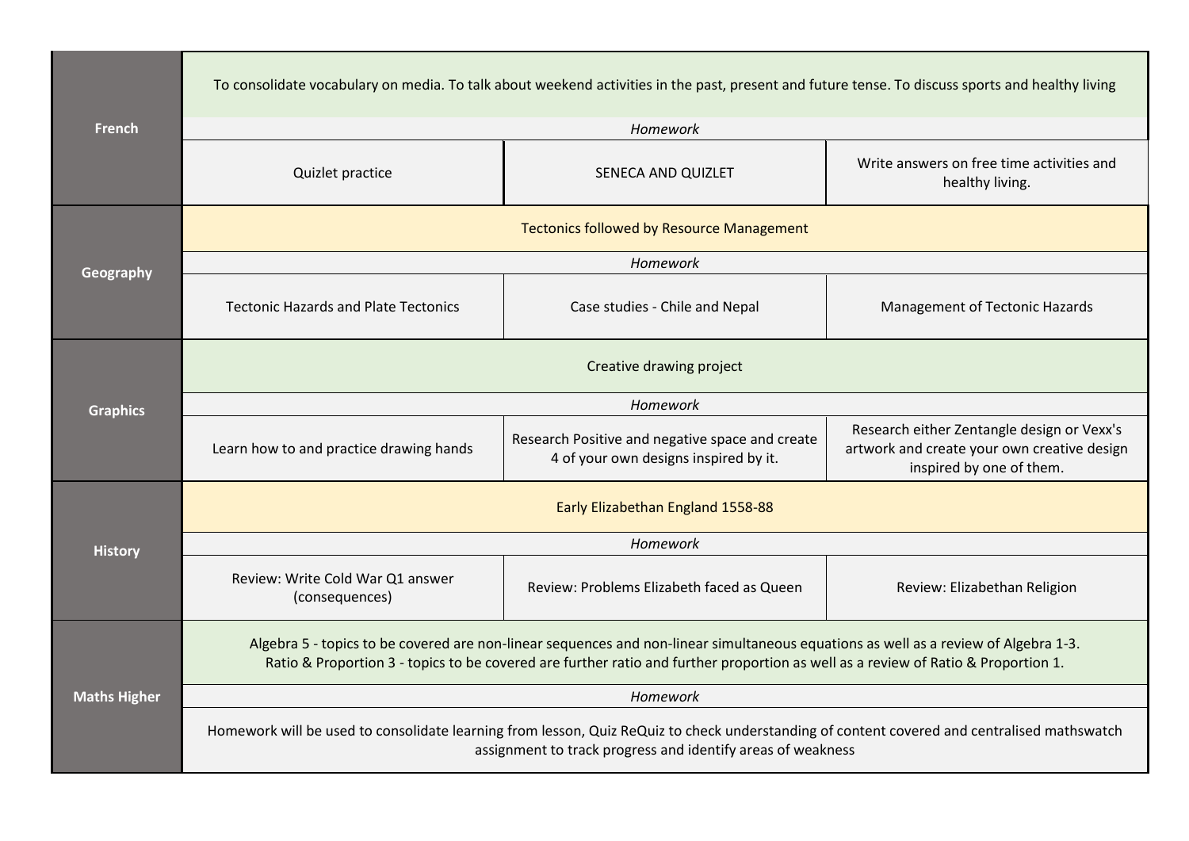| Subject | | | |
|---|---|---|---|
| **French** | To consolidate vocabulary on media. To talk about weekend activities in the past, present and future tense. To discuss sports and healthy living | | |
| | *Homework* | | |
| | Quizlet practice | SENECA AND QUIZLET | Write answers on free time activities and healthy living. |
| **Geography** | Tectonics followed by Resource Management | | |
| | *Homework* | | |
| | Tectonic Hazards and Plate Tectonics | Case studies - Chile and Nepal | Management of Tectonic Hazards |
| **Graphics** | Creative drawing project | | |
| | *Homework* | | |
| | Learn how to and practice drawing hands | Research Positive and negative space and create 4 of your own designs inspired by it. | Research either Zentangle design or Vexx's artwork and create your own creative design inspired by one of them. |
| **History** | Early Elizabethan England 1558-88 | | |
| | *Homework* | | |
| | Review: Write Cold War Q1 answer (consequences) | Review: Problems Elizabeth faced as Queen | Review: Elizabethan Religion |
| **Maths Higher** | Algebra 5 - topics to be covered are non-linear sequences and non-linear simultaneous equations as well as a review of Algebra 1-3. Ratio & Proportion 3 - topics to be covered are further ratio and further proportion as well as a review of Ratio & Proportion 1. | | |
| | *Homework* | | |
| | Homework will be used to consolidate learning from lesson, Quiz ReQuiz to check understanding of content covered and centralised mathswatch assignment to track progress and identify areas of weakness | | |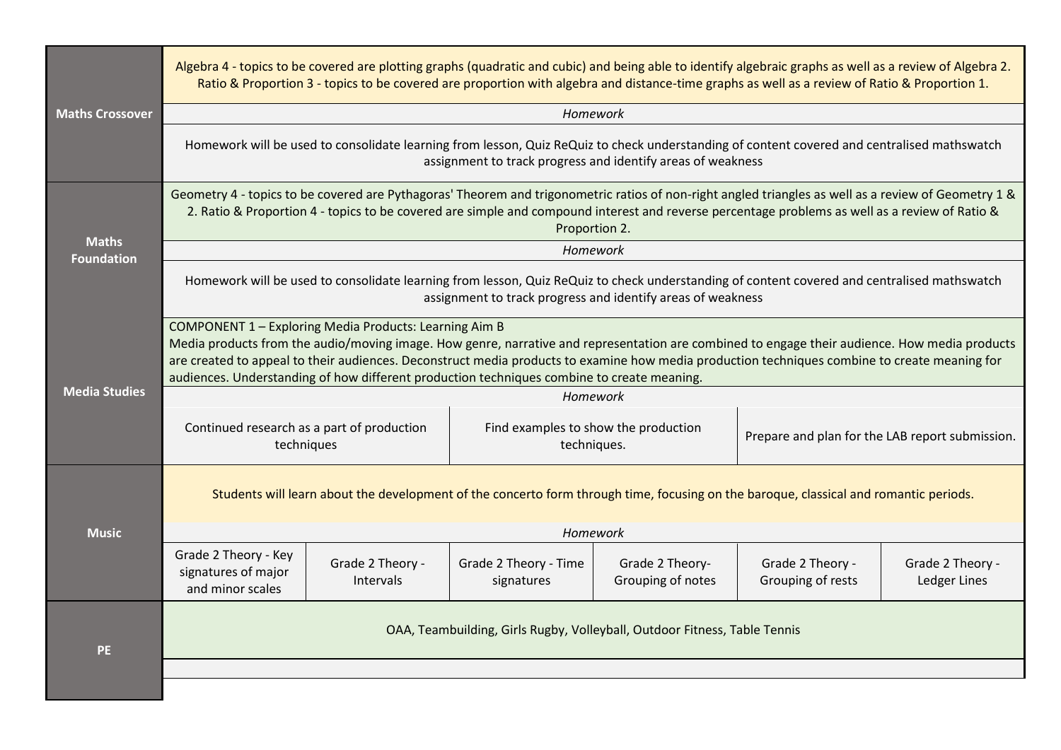| Subject | | | | | | |
|---|---|---|---|---|---|---|
| **Maths Crossover** | Algebra 4 - topics to be covered are plotting graphs (quadratic and cubic) and being able to identify algebraic graphs as well as a review of Algebra 2. Ratio & Proportion 3 - topics to be covered are proportion with algebra and distance-time graphs as well as a review of Ratio & Proportion 1. | | | | | |
| | *Homework* | | | | | |
| | Homework will be used to consolidate learning from lesson, Quiz ReQuiz to check understanding of content covered and centralised mathswatch assignment to track progress and identify areas of weakness | | | | | |
| **Maths Foundation** | Geometry 4 - topics to be covered are Pythagoras' Theorem and trigonometric ratios of non-right angled triangles as well as a review of Geometry 1 & 2. Ratio & Proportion 4 - topics to be covered are simple and compound interest and reverse percentage problems as well as a review of Ratio & Proportion 2. | | | | | |
| | *Homework* | | | | | |
| | Homework will be used to consolidate learning from lesson, Quiz ReQuiz to check understanding of content covered and centralised mathswatch assignment to track progress and identify areas of weakness | | | | | |
| **Media Studies** | COMPONENT 1 – Exploring Media Products: Learning Aim B<br>Media products from the audio/moving image. How genre, narrative and representation are combined to engage their audience. How media products are created to appeal to their audiences. Deconstruct media products to examine how media production techniques combine to create meaning for audiences. Understanding of how different production techniques combine to create meaning. | | | | | |
| | *Homework* | | | | | |
| | Continued research as a part of production techniques | | Find examples to show the production techniques. | | Prepare and plan for the LAB report submission. | |
| **Music** | Students will learn about the development of the concerto form through time, focusing on the baroque, classical and romantic periods. | | | | | |
| | *Homework* | | | | | |
| | Grade 2 Theory - Key signatures of major and minor scales | Grade 2 Theory - Intervals | Grade 2 Theory - Time signatures | Grade 2 Theory- Grouping of notes | Grade 2 Theory - Grouping of rests | Grade 2 Theory - Ledger Lines |
| **PE** | OAA, Teambuilding, Girls Rugby, Volleyball, Outdoor Fitness, Table Tennis | | | | | |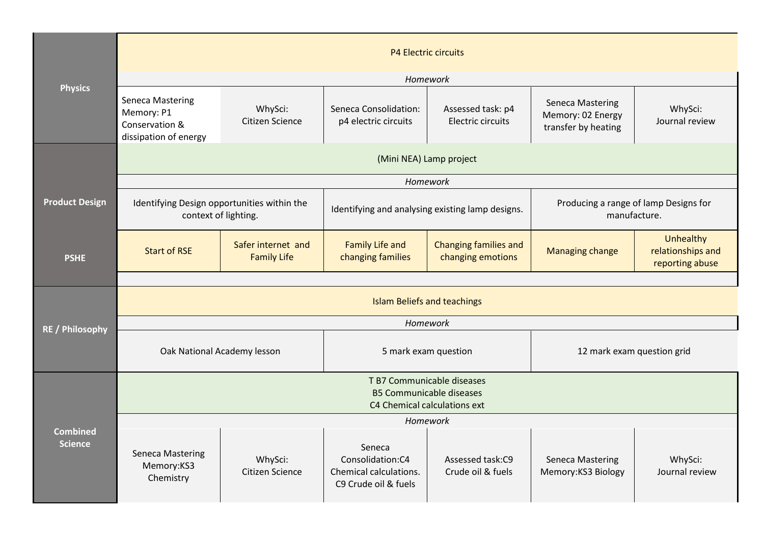| | | | | | | |
|---|---|---|---|---|---|---|
| **Physics** | P4 Electric circuits | | | | | |
| | *Homework* | | | | | |
| | Seneca Mastering Memory: P1 Conservation & dissipation of energy | WhySci: Citizen Science | Seneca Consolidation: p4 electric circuits | Assessed task: p4 Electric circuits | Seneca Mastering Memory: 02 Energy transfer by heating | WhySci: Journal review |
| **Product Design** | (Mini NEA) Lamp project | | | | | |
| | *Homework* | | | | | |
| | Identifying Design opportunities within the context of lighting. | | Identifying and analysing existing lamp designs. | | Producing a range of lamp Designs for manufacture. | |
| **PSHE** | Start of RSE | Safer internet and Family Life | Family Life and changing families | Changing families and changing emotions | Managing change | Unhealthy relationships and reporting abuse |
| **RE / Philosophy** | Islam Beliefs and teachings | | | | | |
| | *Homework* | | | | | |
| | Oak National Academy lesson | | 5 mark exam question | | 12 mark exam question grid | |
| **Combined Science** | T B7 Communicable diseases<br>B5 Communicable diseases<br>C4 Chemical calculations ext | | | | | |
| | *Homework* | | | | | |
| | Seneca Mastering Memory:KS3 Chemistry | WhySci: Citizen Science | Seneca Consolidation:C4 Chemical calculations. C9 Crude oil & fuels | Assessed task:C9 Crude oil & fuels | Seneca Mastering Memory:KS3 Biology | WhySci: Journal review |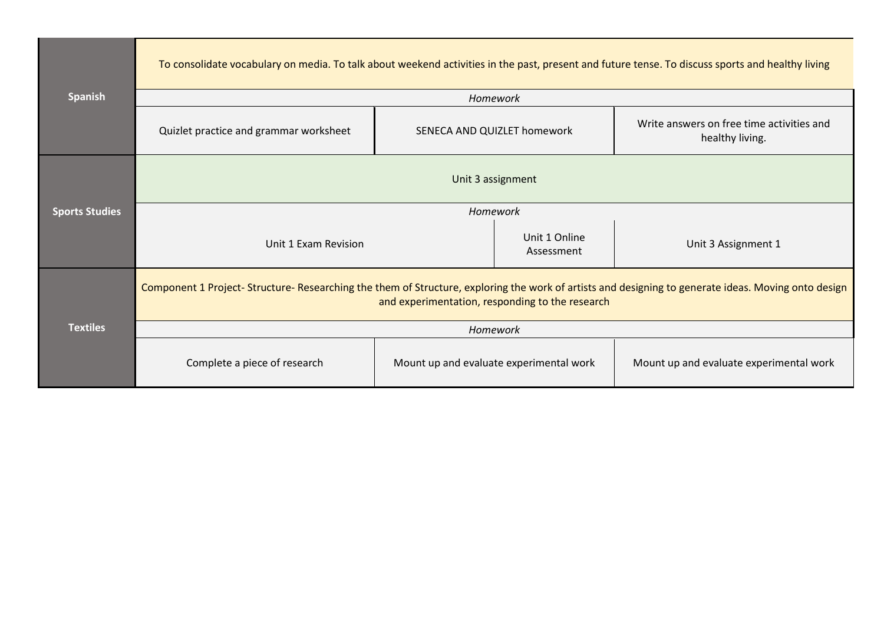| | | | |
|---|---|---|---|
| **Spanish** | To consolidate vocabulary on media. To talk about weekend activities in the past, present and future tense. To discuss sports and healthy living | | |
| | *Homework* | | |
| | Quizlet practice and grammar worksheet | SENECA AND QUIZLET homework | Write answers on free time activities and healthy living. |
| **Sports Studies** | Unit 3 assignment | | |
| | *Homework* | | |
| | Unit 1 Exam Revision | Unit 1 Online Assessment | Unit 3 Assignment 1 |
| **Textiles** | Component 1 Project- Structure- Researching the them of Structure, exploring the work of artists and designing to generate ideas. Moving onto design and experimentation, responding to the research | | |
| | *Homework* | | |
| | Complete a piece of research | Mount up and evaluate experimental work | Mount up and evaluate experimental work |